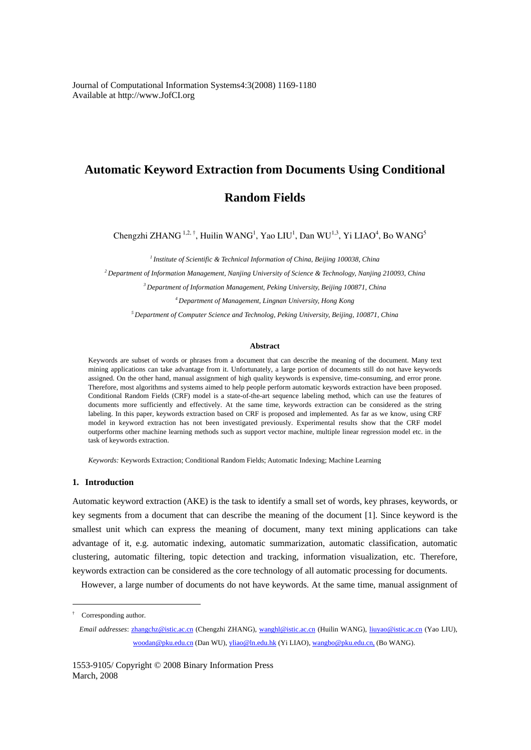Journal of Computational Information Systems4:3(2008) 1169-1180
Available at http://www.JofCI.org

# Automatic Keyword Extraction from Documents Using Conditional Random Fields

Chengzhi ZHANG [1,2,†], Huilin WANG[1], Yao LIU[1], Dan WU[1,3], Yi LIAO[4], Bo WANG[5]

[1] *Institute of Scientific & Technical Information of China, Beijing 100038, China*

[2] *Department of Information Management, Nanjing University of Science & Technology, Nanjing 210093, China*

[3] *Department of Information Management, Peking University, Beijing 100871, China*

[4] *Department of Management, Lingnan University, Hong Kong*

[5] *Department of Computer Science and Technolog, Peking University, Beijing, 100871, China*

### Abstract

Keywords are subset of words or phrases from a document that can describe the meaning of the document. Many text mining applications can take advantage from it. Unfortunately, a large portion of documents still do not have keywords assigned. On the other hand, manual assignment of high quality keywords is expensive, time-consuming, and error prone. Therefore, most algorithms and systems aimed to help people perform automatic keywords extraction have been proposed. Conditional Random Fields (CRF) model is a state-of-the-art sequence labeling method, which can use the features of documents more sufficiently and effectively. At the same time, keywords extraction can be considered as the string labeling. In this paper, keywords extraction based on CRF is proposed and implemented. As far as we know, using CRF model in keyword extraction has not been investigated previously. Experimental results show that the CRF model outperforms other machine learning methods such as support vector machine, multiple linear regression model etc. in the task of keywords extraction.

*Keywords:* Keywords Extraction; Conditional Random Fields; Automatic Indexing; Machine Learning

## 1. Introduction

Automatic keyword extraction (AKE) is the task to identify a small set of words, key phrases, keywords, or key segments from a document that can describe the meaning of the document [1]. Since keyword is the smallest unit which can express the meaning of document, many text mining applications can take advantage of it, e.g. automatic indexing, automatic summarization, automatic classification, automatic clustering, automatic filtering, topic detection and tracking, information visualization, etc. Therefore, keywords extraction can be considered as the core technology of all automatic processing for documents.

However, a large number of documents do not have keywords. At the same time, manual assignment of

† Corresponding author.

*Email addresses*: zhangchz@istic.ac.cn (Chengzhi ZHANG), wanghl@istic.ac.cn (Huilin WANG), liuyao@istic.ac.cn (Yao LIU), woodan@pku.edu.cn (Dan WU), yliao@ln.edu.hk (Yi LIAO), wangbo@pku.edu.cn, (Bo WANG).

1553-9105/ Copyright © 2008 Binary Information Press
March, 2008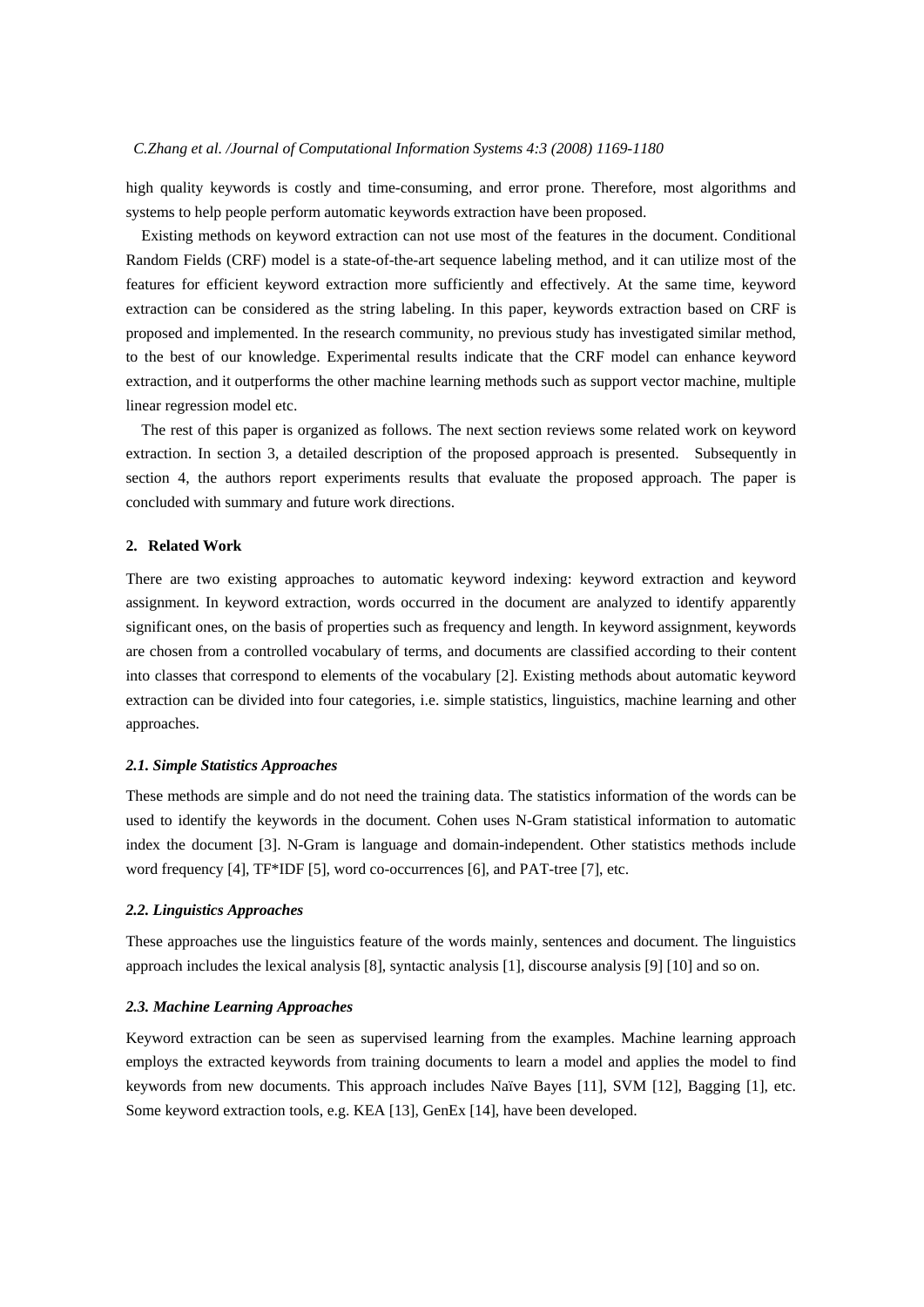high quality keywords is costly and time-consuming, and error prone. Therefore, most algorithms and systems to help people perform automatic keywords extraction have been proposed.

Existing methods on keyword extraction can not use most of the features in the document. Conditional Random Fields (CRF) model is a state-of-the-art sequence labeling method, and it can utilize most of the features for efficient keyword extraction more sufficiently and effectively. At the same time, keyword extraction can be considered as the string labeling. In this paper, keywords extraction based on CRF is proposed and implemented. In the research community, no previous study has investigated similar method, to the best of our knowledge. Experimental results indicate that the CRF model can enhance keyword extraction, and it outperforms the other machine learning methods such as support vector machine, multiple linear regression model etc.

The rest of this paper is organized as follows. The next section reviews some related work on keyword extraction. In section 3, a detailed description of the proposed approach is presented. Subsequently in section 4, the authors report experiments results that evaluate the proposed approach. The paper is concluded with summary and future work directions.

## 2. Related Work

There are two existing approaches to automatic keyword indexing: keyword extraction and keyword assignment. In keyword extraction, words occurred in the document are analyzed to identify apparently significant ones, on the basis of properties such as frequency and length. In keyword assignment, keywords are chosen from a controlled vocabulary of terms, and documents are classified according to their content into classes that correspond to elements of the vocabulary [2]. Existing methods about automatic keyword extraction can be divided into four categories, i.e. simple statistics, linguistics, machine learning and other approaches.

### *2.1. Simple Statistics Approaches*

These methods are simple and do not need the training data. The statistics information of the words can be used to identify the keywords in the document. Cohen uses N-Gram statistical information to automatic index the document [3]. N-Gram is language and domain-independent. Other statistics methods include word frequency [4], TF*IDF [5], word co-occurrences [6], and PAT-tree [7], etc.

### *2.2. Linguistics Approaches*

These approaches use the linguistics feature of the words mainly, sentences and document. The linguistics approach includes the lexical analysis [8], syntactic analysis [1], discourse analysis [9] [10] and so on.

### *2.3. Machine Learning Approaches*

Keyword extraction can be seen as supervised learning from the examples. Machine learning approach employs the extracted keywords from training documents to learn a model and applies the model to find keywords from new documents. This approach includes Naïve Bayes [11], SVM [12], Bagging [1], etc. Some keyword extraction tools, e.g. KEA [13], GenEx [14], have been developed.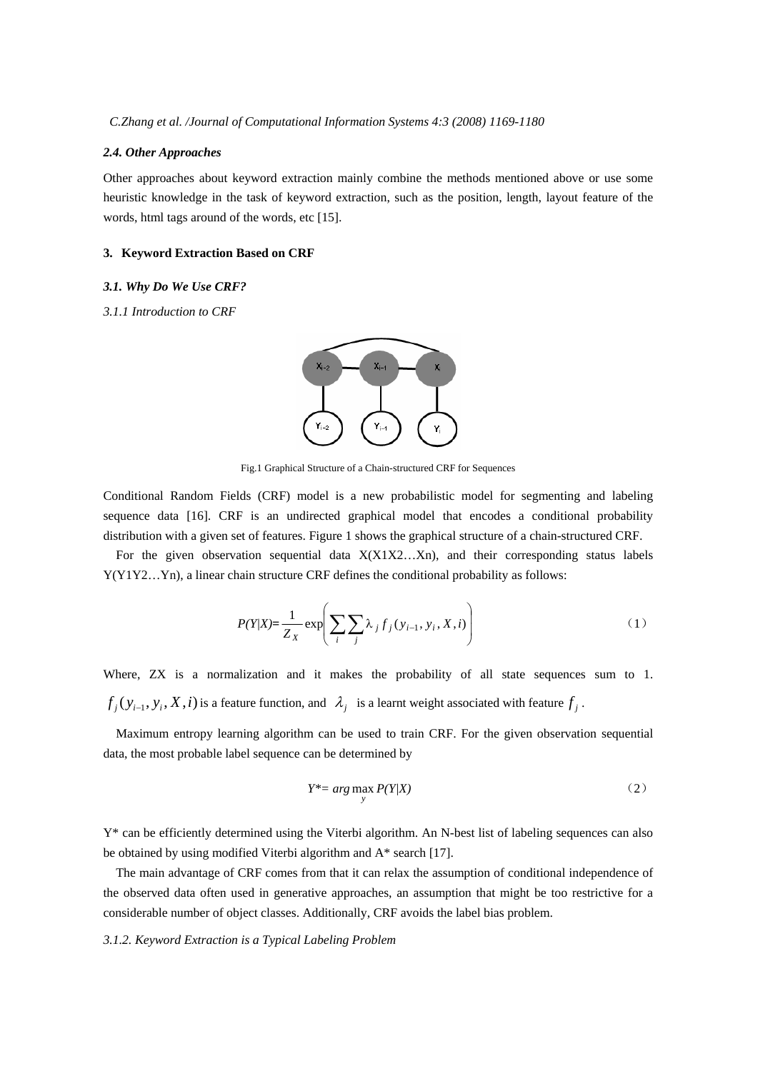### *2.4. Other Approaches*

Other approaches about keyword extraction mainly combine the methods mentioned above or use some heuristic knowledge in the task of keyword extraction, such as the position, length, layout feature of the words, html tags around of the words, etc [15].

## 3. Keyword Extraction Based on CRF

### *3.1. Why Do We Use CRF?*

*3.1.1 Introduction to CRF*

Fig.1 Graphical Structure of a Chain-structured CRF for Sequences

Conditional Random Fields (CRF) model is a new probabilistic model for segmenting and labeling sequence data [16]. CRF is an undirected graphical model that encodes a conditional probability distribution with a given set of features. Figure 1 shows the graphical structure of a chain-structured CRF.

For the given observation sequential data X(X1X2…Xn), and their corresponding status labels Y(Y1Y2…Yn), a linear chain structure CRF defines the conditional probability as follows:

$$P(Y|X)=\frac{1}{Z_X}\exp\left(\sum_i\sum_j\lambda_j f_j(y_{i-1},y_i,X,i)\right) \tag{1}$$

Where, ZX is a normalization and it makes the probability of all state sequences sum to 1. $f_j(y_{i-1},y_i,X,i)$ is a feature function, and $\lambda_j$ is a learnt weight associated with feature $f_j$.

Maximum entropy learning algorithm can be used to train CRF. For the given observation sequential data, the most probable label sequence can be determined by

$$Y^*=\arg\max_y P(Y|X) \tag{2}$$

Y* can be efficiently determined using the Viterbi algorithm. An N-best list of labeling sequences can also be obtained by using modified Viterbi algorithm and A* search [17].

The main advantage of CRF comes from that it can relax the assumption of conditional independence of the observed data often used in generative approaches, an assumption that might be too restrictive for a considerable number of object classes. Additionally, CRF avoids the label bias problem.

*3.1.2. Keyword Extraction is a Typical Labeling Problem*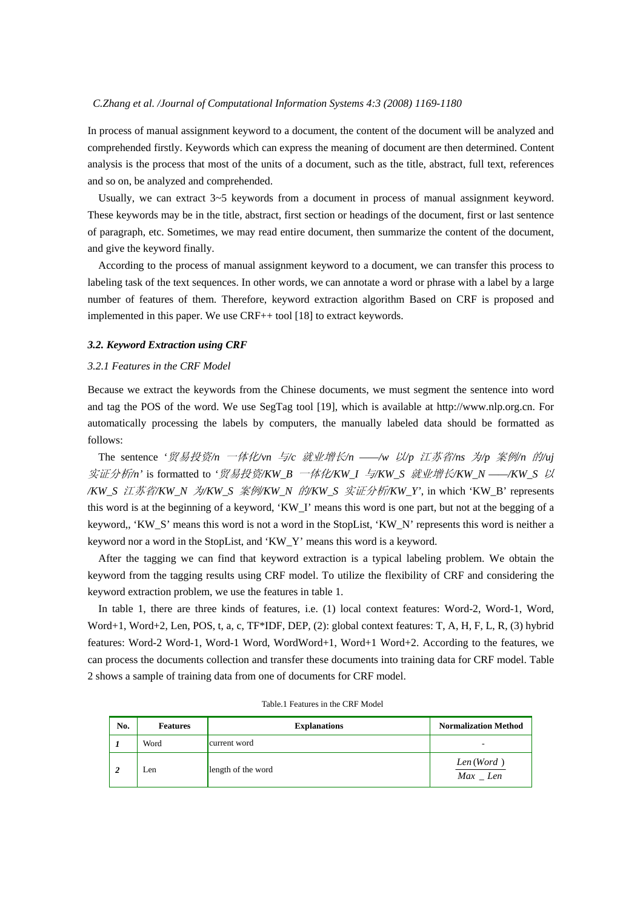In process of manual assignment keyword to a document, the content of the document will be analyzed and comprehended firstly. Keywords which can express the meaning of document are then determined. Content analysis is the process that most of the units of a document, such as the title, abstract, full text, references and so on, be analyzed and comprehended.

Usually, we can extract 3~5 keywords from a document in process of manual assignment keyword. These keywords may be in the title, abstract, first section or headings of the document, first or last sentence of paragraph, etc. Sometimes, we may read entire document, then summarize the content of the document, and give the keyword finally.

According to the process of manual assignment keyword to a document, we can transfer this process to labeling task of the text sequences. In other words, we can annotate a word or phrase with a label by a large number of features of them. Therefore, keyword extraction algorithm Based on CRF is proposed and implemented in this paper. We use CRF++ tool [18] to extract keywords.

### *3.2. Keyword Extraction using CRF*

#### *3.2.1 Features in the CRF Model*

Because we extract the keywords from the Chinese documents, we must segment the sentence into word and tag the POS of the word. We use SegTag tool [19], which is available at http://www.nlp.org.cn. For automatically processing the labels by computers, the manually labeled data should be formatted as follows:

The sentence '*贸易投资/n 一体化/vn 与/c 就业增长/n ——/w 以/p 江苏省/ns 为/p 案例/n 的/uj 实证分析/n*' is formatted to '*贸易投资/KW_B 一体化/KW_I 与/KW_S 就业增长/KW_N ——/KW_S 以/KW_S 江苏省/KW_N 为/KW_S 案例/KW_N 的/KW_S 实证分析/KW_Y*', in which 'KW_B' represents this word is at the beginning of a keyword, 'KW_I' means this word is one part, but not at the begging of a keyword,, 'KW_S' means this word is not a word in the StopList, 'KW_N' represents this word is neither a keyword nor a word in the StopList, and 'KW_Y' means this word is a keyword.

After the tagging we can find that keyword extraction is a typical labeling problem. We obtain the keyword from the tagging results using CRF model. To utilize the flexibility of CRF and considering the keyword extraction problem, we use the features in table 1.

In table 1, there are three kinds of features, i.e. (1) local context features: Word-2, Word-1, Word, Word+1, Word+2, Len, POS, t, a, c, TF*IDF, DEP, (2): global context features: T, A, H, F, L, R, (3) hybrid features: Word-2 Word-1, Word-1 Word, WordWord+1, Word+1 Word+2. According to the features, we can process the documents collection and transfer these documents into training data for CRF model. Table 2 shows a sample of training data from one of documents for CRF model.

Table.1 Features in the CRF Model

| No. | Features | Explanations | Normalization Method |
|---|---|---|---|
| *1* | Word | current word | - |
| *2* | Len | length of the word | $\frac{Len(Word)}{Max\_Len}$ |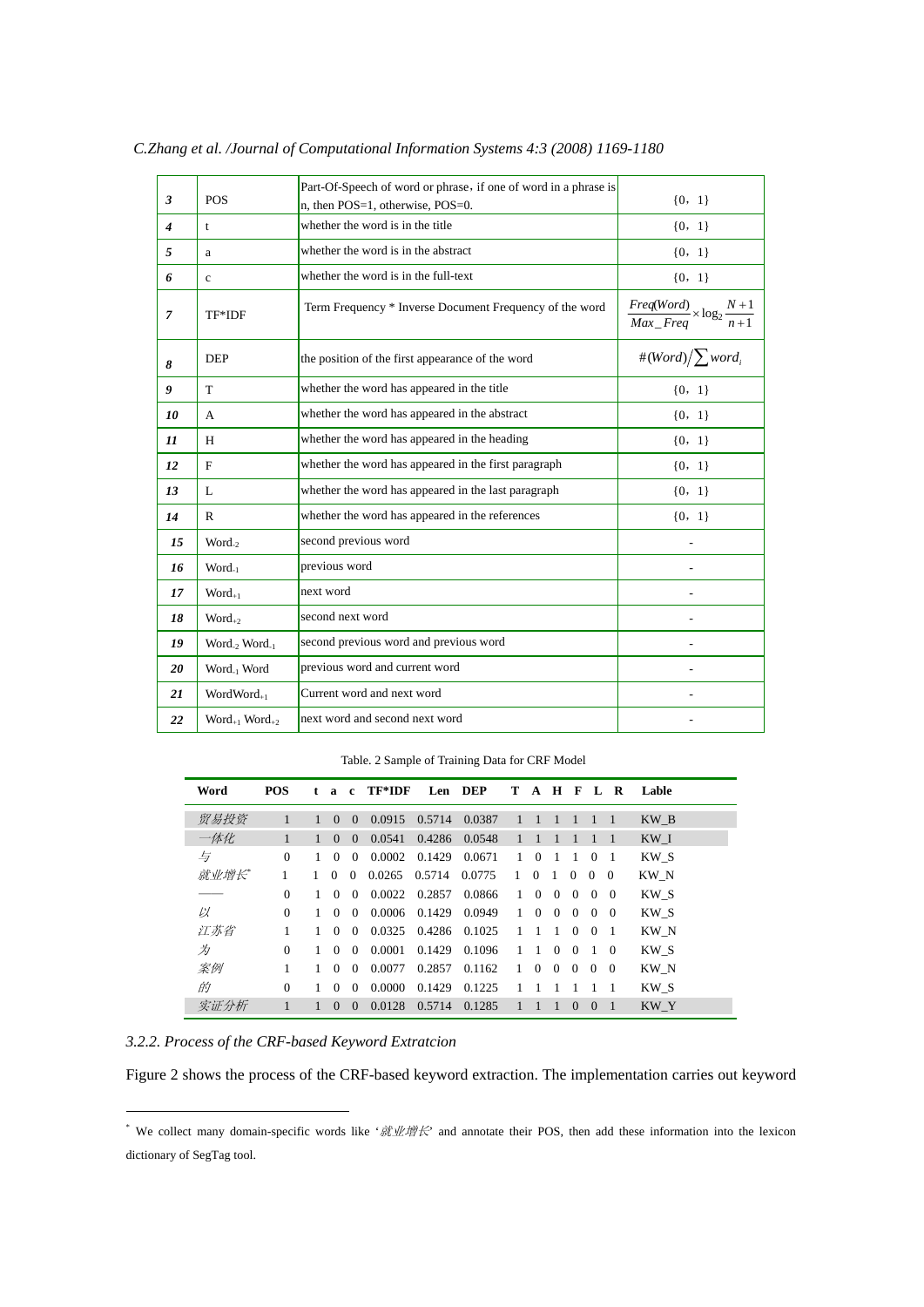| | | | |
|---|---|---|---|
| ***3*** | POS | Part-Of-Speech of word or phrase，if one of word in a phrase is n, then POS=1, otherwise, POS=0. | {0，1} |
| ***4*** | t | whether the word is in the title | {0，1} |
| ***5*** | a | whether the word is in the abstract | {0，1} |
| ***6*** | c | whether the word is in the full-text | {0，1} |
| ***7*** | TF*IDF | Term Frequency * Inverse Document Frequency of the word | $\frac{Freq(Word)}{Max\_Freq} \times \log_2 \frac{N+1}{n+1}$ |
| ***8*** | DEP | the position of the first appearance of the word | $\#(Word) / \sum word_i$ |
| ***9*** | T | whether the word has appeared in the title | {0，1} |
| ***10*** | A | whether the word has appeared in the abstract | {0，1} |
| ***11*** | H | whether the word has appeared in the heading | {0，1} |
| ***12*** | F | whether the word has appeared in the first paragraph | {0，1} |
| ***13*** | L | whether the word has appeared in the last paragraph | {0，1} |
| ***14*** | R | whether the word has appeared in the references | {0，1} |
| ***15*** | $Word_{-2}$ | second previous word | - |
| ***16*** | $Word_{-1}$ | previous word | - |
| ***17*** | $Word_{+1}$ | next word | - |
| ***18*** | $Word_{+2}$ | second next word | - |
| ***19*** | $Word_{-2}$ $Word_{-1}$ | second previous word and previous word | - |
| ***20*** | $Word_{-1}$ Word | previous word and current word | - |
| ***21*** | $WordWord_{+1}$ | Current word and next word | - |
| ***22*** | $Word_{+1}$ $Word_{+2}$ | next word and second next word | - |

Table. 2 Sample of Training Data for CRF Model

| Word | POS | t | a | c | TF*IDF | Len | DEP | T | A | H | F | L | R | Lable |
|---|---|---|---|---|---|---|---|---|---|---|---|---|---|---|
| *贸易投资* | 1 | 1 | 0 | 0 | 0.0915 | 0.5714 | 0.0387 | 1 | 1 | 1 | 1 | 1 | 1 | KW_B |
| *一体化* | 1 | 1 | 0 | 0 | 0.0541 | 0.4286 | 0.0548 | 1 | 1 | 1 | 1 | 1 | 1 | KW_I |
| *与* | 0 | 1 | 0 | 0 | 0.0002 | 0.1429 | 0.0671 | 1 | 0 | 1 | 1 | 0 | 1 | KW_S |
| *就业增长*\* | 1 | 1 | 0 | 0 | 0.0265 | 0.5714 | 0.0775 | 1 | 0 | 1 | 0 | 0 | 0 | KW_N |
| —— | 0 | 1 | 0 | 0 | 0.0022 | 0.2857 | 0.0866 | 1 | 0 | 0 | 0 | 0 | 0 | KW_S |
| *以* | 0 | 1 | 0 | 0 | 0.0006 | 0.1429 | 0.0949 | 1 | 0 | 0 | 0 | 0 | 0 | KW_S |
| *江苏省* | 1 | 1 | 0 | 0 | 0.0325 | 0.4286 | 0.1025 | 1 | 1 | 1 | 0 | 0 | 1 | KW_N |
| *为* | 0 | 1 | 0 | 0 | 0.0001 | 0.1429 | 0.1096 | 1 | 1 | 0 | 0 | 1 | 0 | KW_S |
| *案例* | 1 | 1 | 0 | 0 | 0.0077 | 0.2857 | 0.1162 | 1 | 0 | 0 | 0 | 0 | 0 | KW_N |
| *的* | 0 | 1 | 0 | 0 | 0.0000 | 0.1429 | 0.1225 | 1 | 1 | 1 | 1 | 1 | 1 | KW_S |
| *实证分析* | 1 | 1 | 0 | 0 | 0.0128 | 0.5714 | 0.1285 | 1 | 1 | 1 | 0 | 0 | 1 | KW_Y |

### *3.2.2. Process of the CRF-based Keyword Extratcion*

Figure 2 shows the process of the CRF-based keyword extraction. The implementation carries out keyword

---

\* We collect many domain-specific words like '*就业增长*' and annotate their POS, then add these information into the lexicon dictionary of SegTag tool.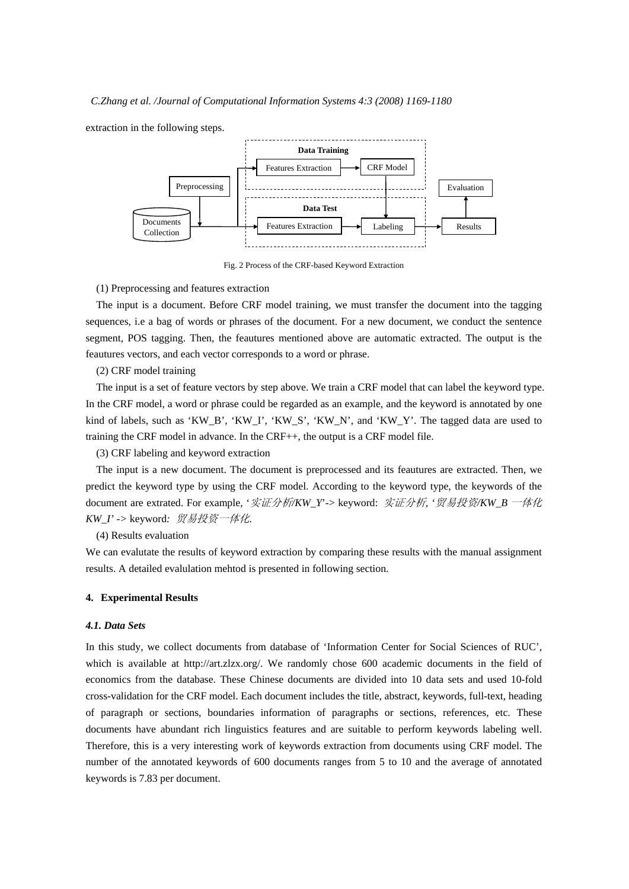extraction in the following steps.

Fig. 2 Process of the CRF-based Keyword Extraction

(1) Preprocessing and features extraction

The input is a document. Before CRF model training, we must transfer the document into the tagging sequences, i.e a bag of words or phrases of the document. For a new document, we conduct the sentence segment, POS tagging. Then, the feautures mentioned above are automatic extracted. The output is the feautures vectors, and each vector corresponds to a word or phrase.

(2) CRF model training

The input is a set of feature vectors by step above. We train a CRF model that can label the keyword type. In the CRF model, a word or phrase could be regarded as an example, and the keyword is annotated by one kind of labels, such as 'KW_B', 'KW_I', 'KW_S', 'KW_N', and 'KW_Y'. The tagged data are used to training the CRF model in advance. In the CRF++, the output is a CRF model file.

(3) CRF labeling and keyword extraction

The input is a new document. The document is preprocessed and its feautures are extracted. Then, we predict the keyword type by using the CRF model. According to the keyword type, the keywords of the document are extrated. For example, '*实证分析/KW_Y*'-> keyword: *实证分析*, '*贸易投资/KW_B 一体化 KW_I*' -> keyword*: 贸易投资一体化*.

(4) Results evaluation

We can evalutate the results of keyword extraction by comparing these results with the manual assignment results. A detailed evalulation mehtod is presented in following section.

## 4. Experimental Results

### *4.1. Data Sets*

In this study, we collect documents from database of 'Information Center for Social Sciences of RUC', which is available at http://art.zlzx.org/. We randomly chose 600 academic documents in the field of economics from the database. These Chinese documents are divided into 10 data sets and used 10-fold cross-validation for the CRF model. Each document includes the title, abstract, keywords, full-text, heading of paragraph or sections, boundaries information of paragraphs or sections, references, etc. These documents have abundant rich linguistics features and are suitable to perform keywords labeling well. Therefore, this is a very interesting work of keywords extraction from documents using CRF model. The number of the annotated keywords of 600 documents ranges from 5 to 10 and the average of annotated keywords is 7.83 per document.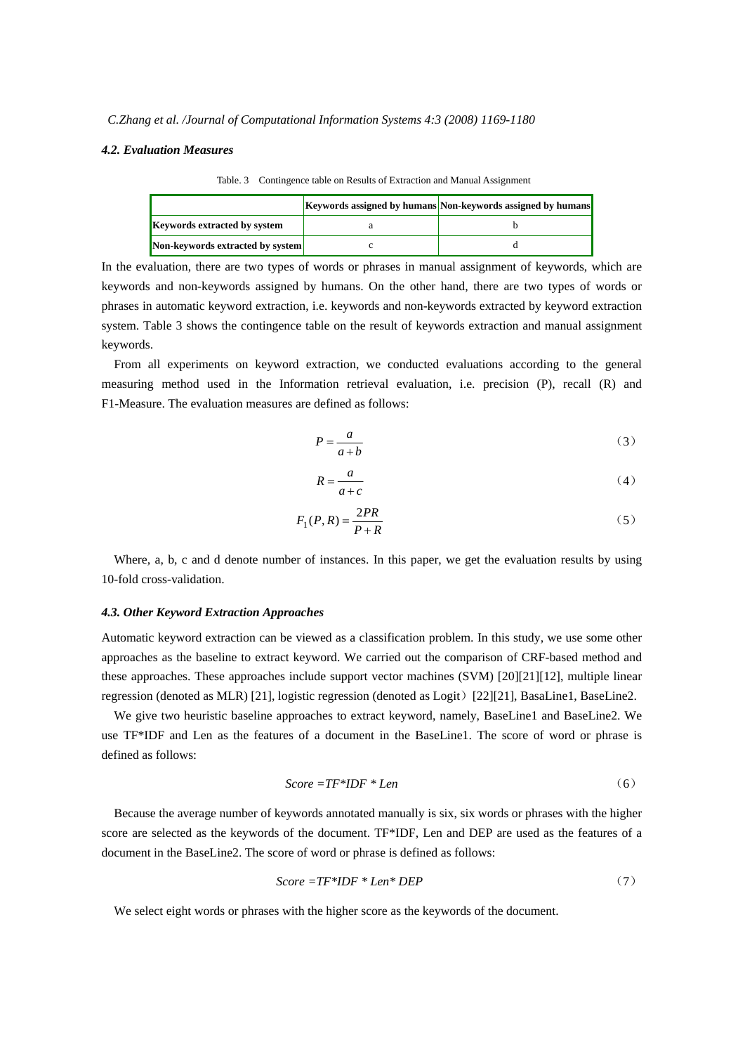### 4.2. Evaluation Measures

Table. 3 Contingence table on Results of Extraction and Manual Assignment

| | Keywords assigned by humans | Non-keywords assigned by humans |
|---|---|---|
| **Keywords extracted by system** | a | b |
| **Non-keywords extracted by system** | c | d |

In the evaluation, there are two types of words or phrases in manual assignment of keywords, which are keywords and non-keywords assigned by humans. On the other hand, there are two types of words or phrases in automatic keyword extraction, i.e. keywords and non-keywords extracted by keyword extraction system. Table 3 shows the contingence table on the result of keywords extraction and manual assignment keywords.

From all experiments on keyword extraction, we conducted evaluations according to the general measuring method used in the Information retrieval evaluation, i.e. precision (P), recall (R) and F1-Measure. The evaluation measures are defined as follows:

$$P = \frac{a}{a+b} \quad (3)$$

$$R = \frac{a}{a+c} \quad (4)$$

$$F_1(P,R) = \frac{2PR}{P+R} \quad (5)$$

Where, a, b, c and d denote number of instances. In this paper, we get the evaluation results by using 10-fold cross-validation.

### 4.3. Other Keyword Extraction Approaches

Automatic keyword extraction can be viewed as a classification problem. In this study, we use some other approaches as the baseline to extract keyword. We carried out the comparison of CRF-based method and these approaches. These approaches include support vector machines (SVM) [20][21][12], multiple linear regression (denoted as MLR) [21], logistic regression (denoted as Logit) [22][21], BasaLine1, BaseLine2.

We give two heuristic baseline approaches to extract keyword, namely, BaseLine1 and BaseLine2. We use TF*IDF and Len as the features of a document in the BaseLine1. The score of word or phrase is defined as follows:

$$Score = TF*IDF * Len \quad (6)$$

Because the average number of keywords annotated manually is six, six words or phrases with the higher score are selected as the keywords of the document. TF*IDF, Len and DEP are used as the features of a document in the BaseLine2. The score of word or phrase is defined as follows:

$$Score = TF*IDF * Len * DEP \quad (7)$$

We select eight words or phrases with the higher score as the keywords of the document.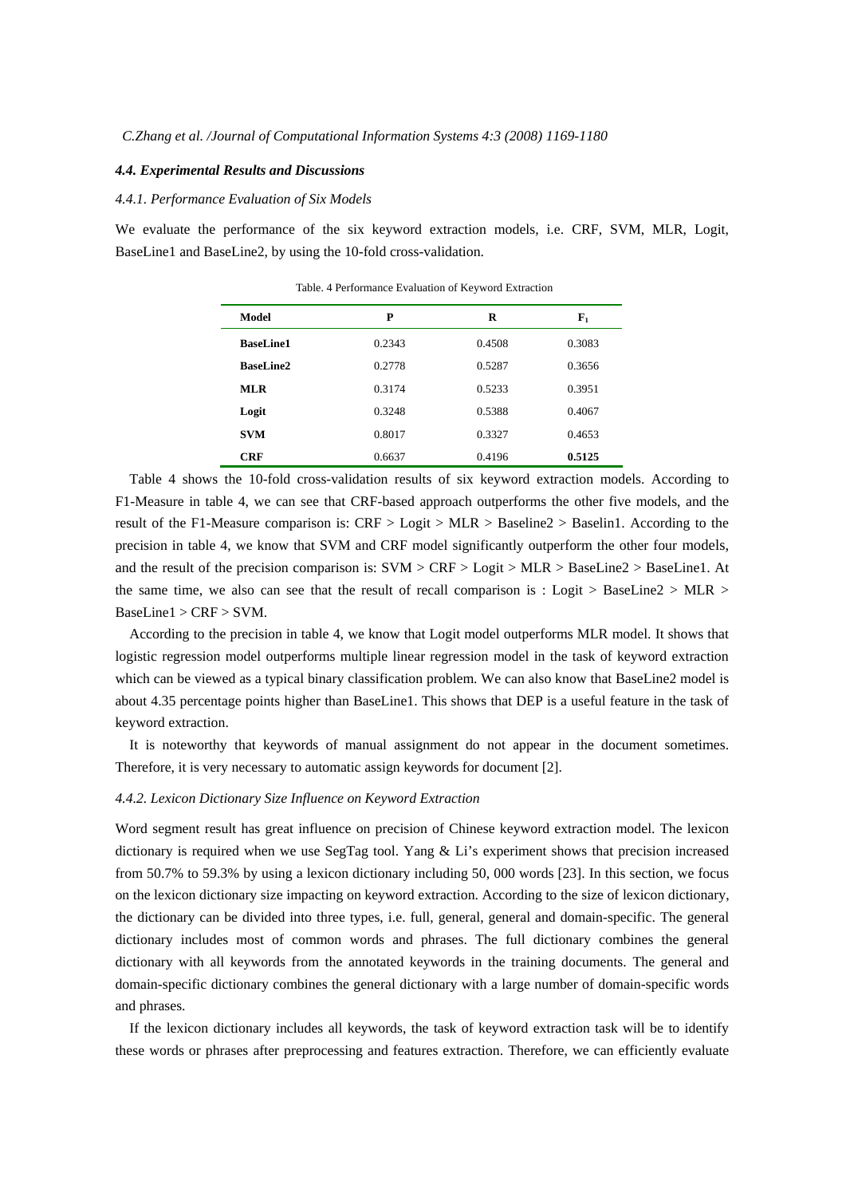#### *4.4. Experimental Results and Discussions*

##### *4.4.1. Performance Evaluation of Six Models*

We evaluate the performance of the six keyword extraction models, i.e. CRF, SVM, MLR, Logit, BaseLine1 and BaseLine2, by using the 10-fold cross-validation.

Table. 4 Performance Evaluation of Keyword Extraction

| Model | P | R | $F_1$ |
|---|---|---|---|
| **BaseLine1** | 0.2343 | 0.4508 | 0.3083 |
| **BaseLine2** | 0.2778 | 0.5287 | 0.3656 |
| **MLR** | 0.3174 | 0.5233 | 0.3951 |
| **Logit** | 0.3248 | 0.5388 | 0.4067 |
| **SVM** | 0.8017 | 0.3327 | 0.4653 |
| **CRF** | 0.6637 | 0.4196 | **0.5125** |

Table 4 shows the 10-fold cross-validation results of six keyword extraction models. According to F1-Measure in table 4, we can see that CRF-based approach outperforms the other five models, and the result of the F1-Measure comparison is: CRF > Logit > MLR > Baseline2 > Baselin1. According to the precision in table 4, we know that SVM and CRF model significantly outperform the other four models, and the result of the precision comparison is: SVM > CRF > Logit > MLR > BaseLine2 > BaseLine1. At the same time, we also can see that the result of recall comparison is : Logit > BaseLine2 > MLR > BaseLine1 > CRF > SVM.

According to the precision in table 4, we know that Logit model outperforms MLR model. It shows that logistic regression model outperforms multiple linear regression model in the task of keyword extraction which can be viewed as a typical binary classification problem. We can also know that BaseLine2 model is about 4.35 percentage points higher than BaseLine1. This shows that DEP is a useful feature in the task of keyword extraction.

It is noteworthy that keywords of manual assignment do not appear in the document sometimes. Therefore, it is very necessary to automatic assign keywords for document [2].

##### *4.4.2. Lexicon Dictionary Size Influence on Keyword Extraction*

Word segment result has great influence on precision of Chinese keyword extraction model. The lexicon dictionary is required when we use SegTag tool. Yang & Li's experiment shows that precision increased from 50.7% to 59.3% by using a lexicon dictionary including 50, 000 words [23]. In this section, we focus on the lexicon dictionary size impacting on keyword extraction. According to the size of lexicon dictionary, the dictionary can be divided into three types, i.e. full, general, general and domain-specific. The general dictionary includes most of common words and phrases. The full dictionary combines the general dictionary with all keywords from the annotated keywords in the training documents. The general and domain-specific dictionary combines the general dictionary with a large number of domain-specific words and phrases.

If the lexicon dictionary includes all keywords, the task of keyword extraction task will be to identify these words or phrases after preprocessing and features extraction. Therefore, we can efficiently evaluate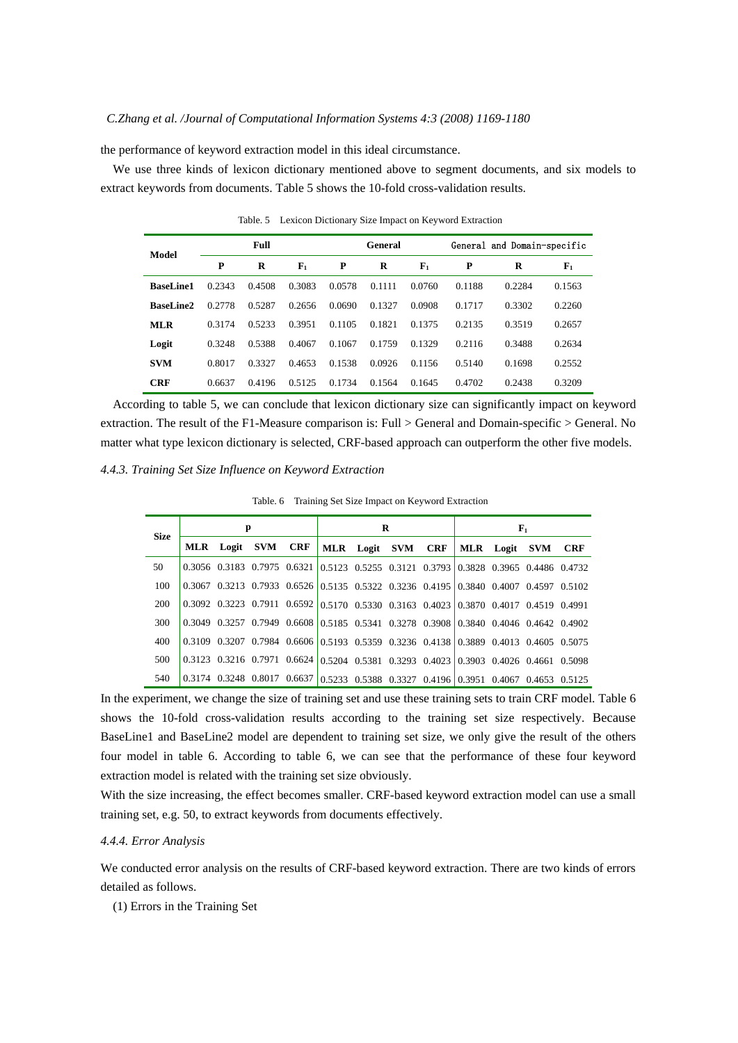the performance of keyword extraction model in this ideal circumstance.

We use three kinds of lexicon dictionary mentioned above to segment documents, and six models to extract keywords from documents. Table 5 shows the 10-fold cross-validation results.

Table. 5 Lexicon Dictionary Size Impact on Keyword Extraction

| Model | Full | | | General | | | General and Domain-specific | | |
|---|---|---|---|---|---|---|---|---|---|
| | P | R | $F_1$ | P | R | $F_1$ | P | R | $F_1$ |
| **BaseLine1** | 0.2343 | 0.4508 | 0.3083 | 0.0578 | 0.1111 | 0.0760 | 0.1188 | 0.2284 | 0.1563 |
| **BaseLine2** | 0.2778 | 0.5287 | 0.2656 | 0.0690 | 0.1327 | 0.0908 | 0.1717 | 0.3302 | 0.2260 |
| **MLR** | 0.3174 | 0.5233 | 0.3951 | 0.1105 | 0.1821 | 0.1375 | 0.2135 | 0.3519 | 0.2657 |
| **Logit** | 0.3248 | 0.5388 | 0.4067 | 0.1067 | 0.1759 | 0.1329 | 0.2116 | 0.3488 | 0.2634 |
| **SVM** | 0.8017 | 0.3327 | 0.4653 | 0.1538 | 0.0926 | 0.1156 | 0.5140 | 0.1698 | 0.2552 |
| **CRF** | 0.6637 | 0.4196 | 0.5125 | 0.1734 | 0.1564 | 0.1645 | 0.4702 | 0.2438 | 0.3209 |

According to table 5, we can conclude that lexicon dictionary size can significantly impact on keyword extraction. The result of the F1-Measure comparison is: Full > General and Domain-specific > General. No matter what type lexicon dictionary is selected, CRF-based approach can outperform the other five models.

### *4.4.3. Training Set Size Influence on Keyword Extraction*

Table. 6 Training Set Size Impact on Keyword Extraction

| Size | P | | | | R | | | | $F_1$ | | | |
|---|---|---|---|---|---|---|---|---|---|---|---|---|
| | MLR | Logit | SVM | CRF | MLR | Logit | SVM | CRF | MLR | Logit | SVM | CRF |
| 50 | 0.3056 | 0.3183 | 0.7975 | 0.6321 | 0.5123 | 0.5255 | 0.3121 | 0.3793 | 0.3828 | 0.3965 | 0.4486 | 0.4732 |
| 100 | 0.3067 | 0.3213 | 0.7933 | 0.6526 | 0.5135 | 0.5322 | 0.3236 | 0.4195 | 0.3840 | 0.4007 | 0.4597 | 0.5102 |
| 200 | 0.3092 | 0.3223 | 0.7911 | 0.6592 | 0.5170 | 0.5330 | 0.3163 | 0.4023 | 0.3870 | 0.4017 | 0.4519 | 0.4991 |
| 300 | 0.3049 | 0.3257 | 0.7949 | 0.6608 | 0.5185 | 0.5341 | 0.3278 | 0.3908 | 0.3840 | 0.4046 | 0.4642 | 0.4902 |
| 400 | 0.3109 | 0.3207 | 0.7984 | 0.6606 | 0.5193 | 0.5359 | 0.3236 | 0.4138 | 0.3889 | 0.4013 | 0.4605 | 0.5075 |
| 500 | 0.3123 | 0.3216 | 0.7971 | 0.6624 | 0.5204 | 0.5381 | 0.3293 | 0.4023 | 0.3903 | 0.4026 | 0.4661 | 0.5098 |
| 540 | 0.3174 | 0.3248 | 0.8017 | 0.6637 | 0.5233 | 0.5388 | 0.3327 | 0.4196 | 0.3951 | 0.4067 | 0.4653 | 0.5125 |

In the experiment, we change the size of training set and use these training sets to train CRF model. Table 6 shows the 10-fold cross-validation results according to the training set size respectively. Because BaseLine1 and BaseLine2 model are dependent to training set size, we only give the result of the others four model in table 6. According to table 6, we can see that the performance of these four keyword extraction model is related with the training set size obviously.

With the size increasing, the effect becomes smaller. CRF-based keyword extraction model can use a small training set, e.g. 50, to extract keywords from documents effectively.

### *4.4.4. Error Analysis*

We conducted error analysis on the results of CRF-based keyword extraction. There are two kinds of errors detailed as follows.

(1) Errors in the Training Set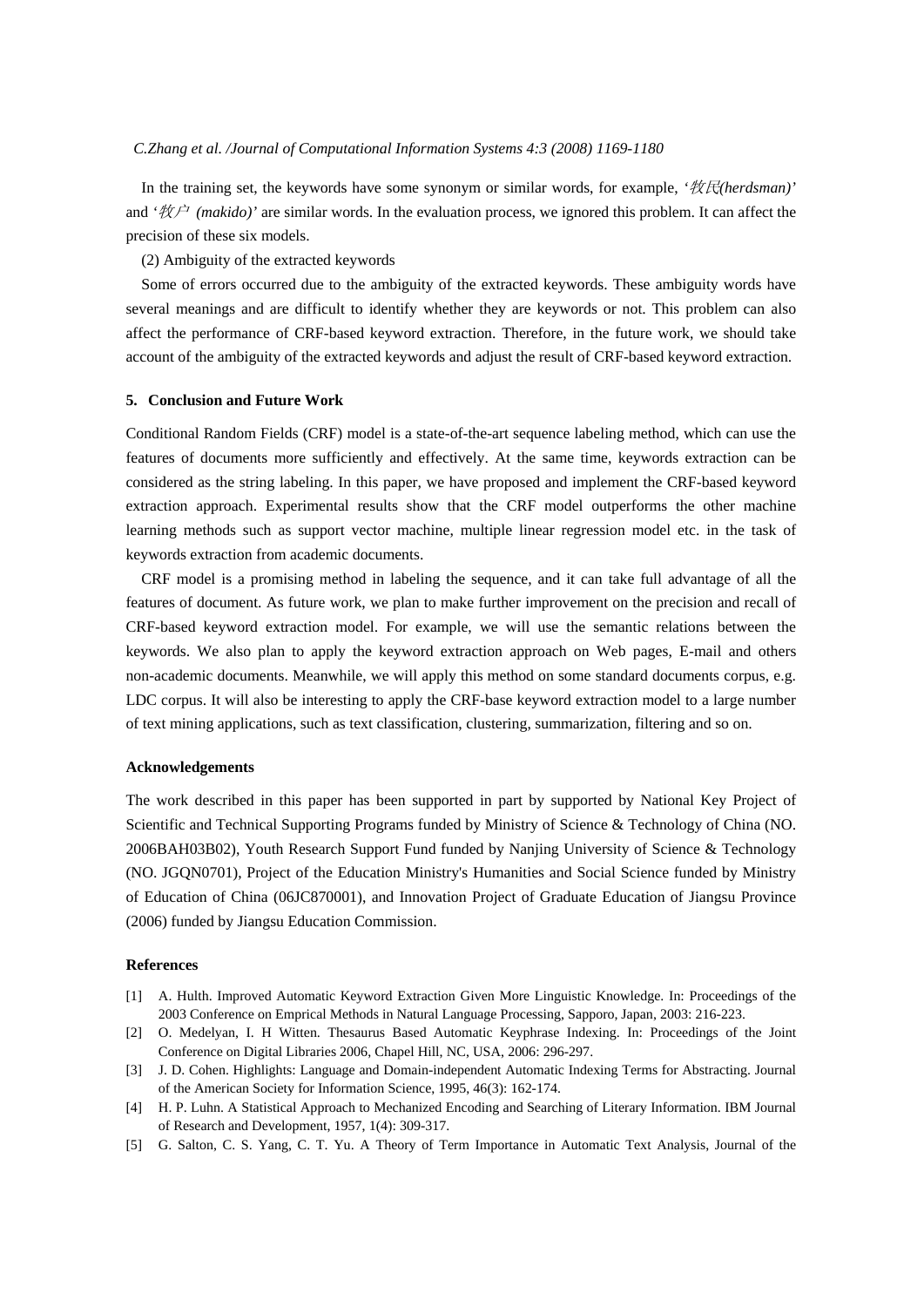In the training set, the keywords have some synonym or similar words, for example, '*牧民(herdsman)*' and '*牧户 (makido)*' are similar words. In the evaluation process, we ignored this problem. It can affect the precision of these six models.

(2) Ambiguity of the extracted keywords

Some of errors occurred due to the ambiguity of the extracted keywords. These ambiguity words have several meanings and are difficult to identify whether they are keywords or not. This problem can also affect the performance of CRF-based keyword extraction. Therefore, in the future work, we should take account of the ambiguity of the extracted keywords and adjust the result of CRF-based keyword extraction.

## 5. Conclusion and Future Work

Conditional Random Fields (CRF) model is a state-of-the-art sequence labeling method, which can use the features of documents more sufficiently and effectively. At the same time, keywords extraction can be considered as the string labeling. In this paper, we have proposed and implement the CRF-based keyword extraction approach. Experimental results show that the CRF model outperforms the other machine learning methods such as support vector machine, multiple linear regression model etc. in the task of keywords extraction from academic documents.

CRF model is a promising method in labeling the sequence, and it can take full advantage of all the features of document. As future work, we plan to make further improvement on the precision and recall of CRF-based keyword extraction model. For example, we will use the semantic relations between the keywords. We also plan to apply the keyword extraction approach on Web pages, E-mail and others non-academic documents. Meanwhile, we will apply this method on some standard documents corpus, e.g. LDC corpus. It will also be interesting to apply the CRF-base keyword extraction model to a large number of text mining applications, such as text classification, clustering, summarization, filtering and so on.

## Acknowledgements

The work described in this paper has been supported in part by supported by National Key Project of Scientific and Technical Supporting Programs funded by Ministry of Science & Technology of China (NO. 2006BAH03B02), Youth Research Support Fund funded by Nanjing University of Science & Technology (NO. JGQN0701), Project of the Education Ministry's Humanities and Social Science funded by Ministry of Education of China (06JC870001), and Innovation Project of Graduate Education of Jiangsu Province (2006) funded by Jiangsu Education Commission.

## References

[1] A. Hulth. Improved Automatic Keyword Extraction Given More Linguistic Knowledge. In: Proceedings of the 2003 Conference on Emprical Methods in Natural Language Processing, Sapporo, Japan, 2003: 216-223.

[2] O. Medelyan, I. H Witten. Thesaurus Based Automatic Keyphrase Indexing. In: Proceedings of the Joint Conference on Digital Libraries 2006, Chapel Hill, NC, USA, 2006: 296-297.

[3] J. D. Cohen. Highlights: Language and Domain-independent Automatic Indexing Terms for Abstracting. Journal of the American Society for Information Science, 1995, 46(3): 162-174.

[4] H. P. Luhn. A Statistical Approach to Mechanized Encoding and Searching of Literary Information. IBM Journal of Research and Development, 1957, 1(4): 309-317.

[5] G. Salton, C. S. Yang, C. T. Yu. A Theory of Term Importance in Automatic Text Analysis, Journal of the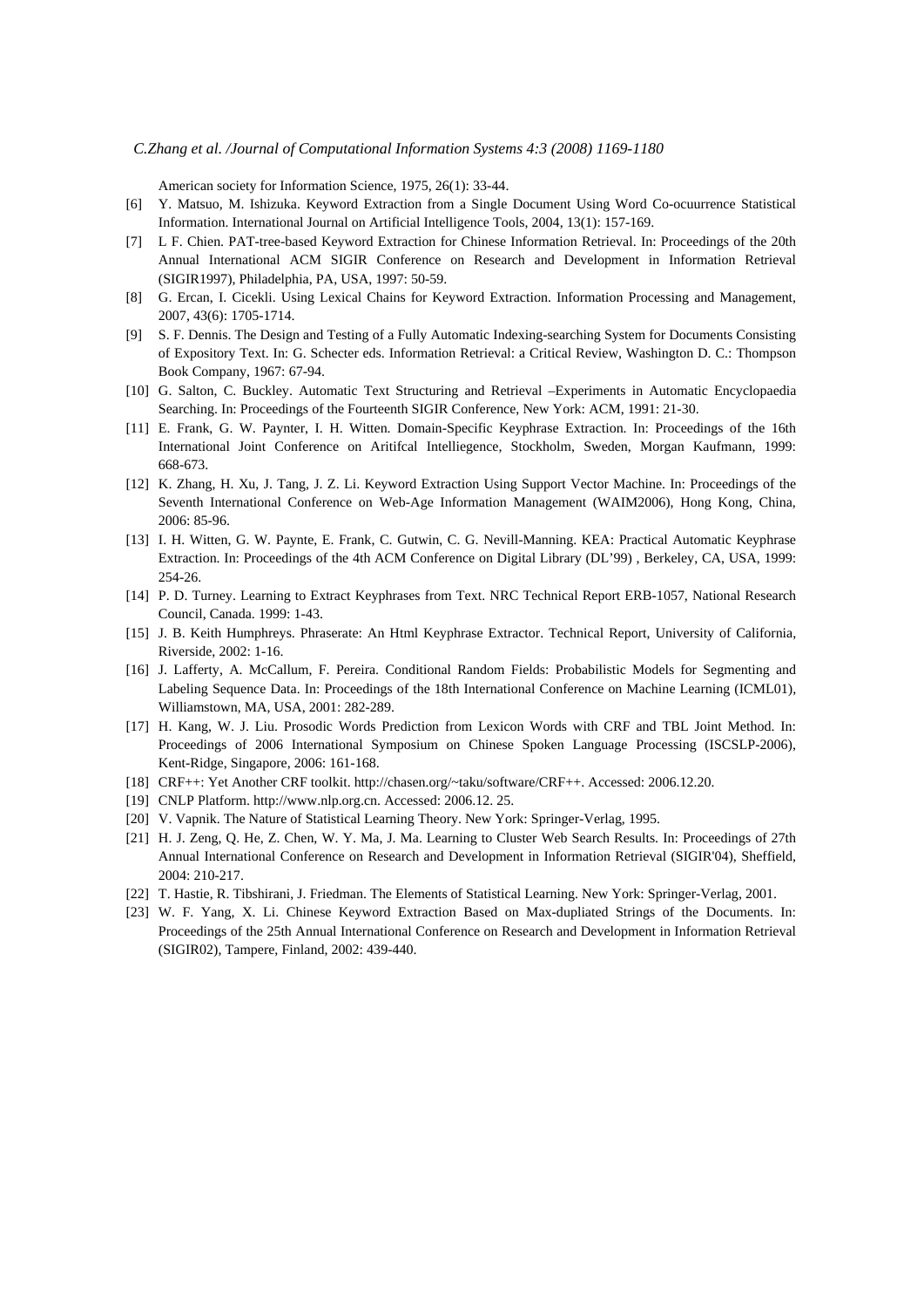American society for Information Science, 1975, 26(1): 33-44.

[6] Y. Matsuo, M. Ishizuka. Keyword Extraction from a Single Document Using Word Co-ocuurrence Statistical Information. International Journal on Artificial Intelligence Tools, 2004, 13(1): 157-169.

[7] L F. Chien. PAT-tree-based Keyword Extraction for Chinese Information Retrieval. In: Proceedings of the 20th Annual International ACM SIGIR Conference on Research and Development in Information Retrieval (SIGIR1997), Philadelphia, PA, USA, 1997: 50-59.

[8] G. Ercan, I. Cicekli. Using Lexical Chains for Keyword Extraction. Information Processing and Management, 2007, 43(6): 1705-1714.

[9] S. F. Dennis. The Design and Testing of a Fully Automatic Indexing-searching System for Documents Consisting of Expository Text. In: G. Schecter eds. Information Retrieval: a Critical Review, Washington D. C.: Thompson Book Company, 1967: 67-94.

[10] G. Salton, C. Buckley. Automatic Text Structuring and Retrieval –Experiments in Automatic Encyclopaedia Searching. In: Proceedings of the Fourteenth SIGIR Conference, New York: ACM, 1991: 21-30.

[11] E. Frank, G. W. Paynter, I. H. Witten. Domain-Specific Keyphrase Extraction. In: Proceedings of the 16th International Joint Conference on Aritifcal Intelliegence, Stockholm, Sweden, Morgan Kaufmann, 1999: 668-673.

[12] K. Zhang, H. Xu, J. Tang, J. Z. Li. Keyword Extraction Using Support Vector Machine. In: Proceedings of the Seventh International Conference on Web-Age Information Management (WAIM2006), Hong Kong, China, 2006: 85-96.

[13] I. H. Witten, G. W. Paynte, E. Frank, C. Gutwin, C. G. Nevill-Manning. KEA: Practical Automatic Keyphrase Extraction. In: Proceedings of the 4th ACM Conference on Digital Library (DL'99) , Berkeley, CA, USA, 1999: 254-26.

[14] P. D. Turney. Learning to Extract Keyphrases from Text. NRC Technical Report ERB-1057, National Research Council, Canada. 1999: 1-43.

[15] J. B. Keith Humphreys. Phraserate: An Html Keyphrase Extractor. Technical Report, University of California, Riverside, 2002: 1-16.

[16] J. Lafferty, A. McCallum, F. Pereira. Conditional Random Fields: Probabilistic Models for Segmenting and Labeling Sequence Data. In: Proceedings of the 18th International Conference on Machine Learning (ICML01), Williamstown, MA, USA, 2001: 282-289.

[17] H. Kang, W. J. Liu. Prosodic Words Prediction from Lexicon Words with CRF and TBL Joint Method. In: Proceedings of 2006 International Symposium on Chinese Spoken Language Processing (ISCSLP-2006), Kent-Ridge, Singapore, 2006: 161-168.

[18] CRF++: Yet Another CRF toolkit. http://chasen.org/~taku/software/CRF++. Accessed: 2006.12.20.

[19] CNLP Platform. http://www.nlp.org.cn. Accessed: 2006.12. 25.

[20] V. Vapnik. The Nature of Statistical Learning Theory. New York: Springer-Verlag, 1995.

[21] H. J. Zeng, Q. He, Z. Chen, W. Y. Ma, J. Ma. Learning to Cluster Web Search Results. In: Proceedings of 27th Annual International Conference on Research and Development in Information Retrieval (SIGIR'04), Sheffield, 2004: 210-217.

[22] T. Hastie, R. Tibshirani, J. Friedman. The Elements of Statistical Learning. New York: Springer-Verlag, 2001.

[23] W. F. Yang, X. Li. Chinese Keyword Extraction Based on Max-dupliated Strings of the Documents. In: Proceedings of the 25th Annual International Conference on Research and Development in Information Retrieval (SIGIR02), Tampere, Finland, 2002: 439-440.